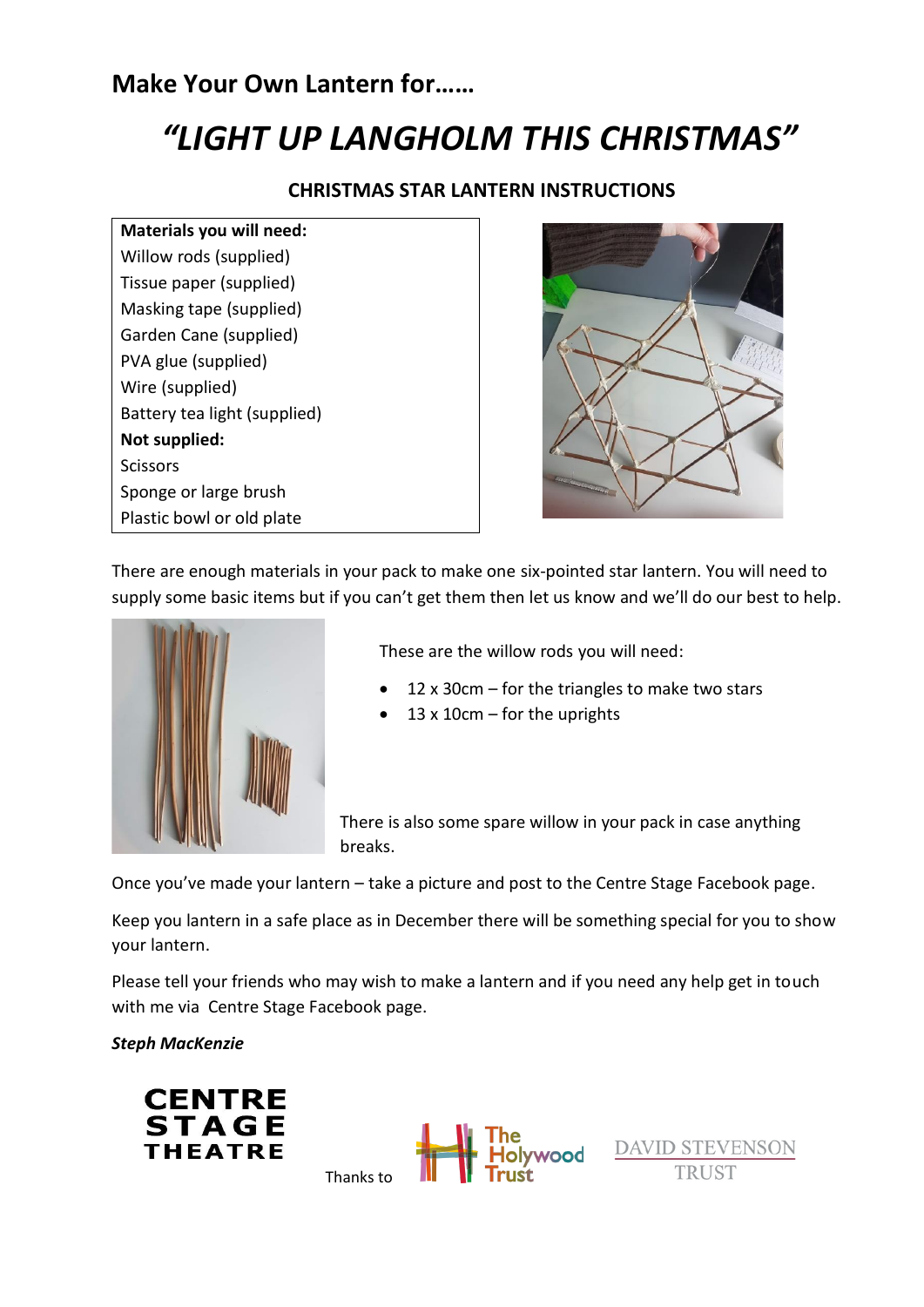## Make Your Own Lantern for……

# *"LIGHT UP LANGHOLM THIS CHRISTMAS"*

### CHRISTMAS STAR LANTERN INSTRUCTIONS

| **Materials you will need:** |
|---|
| Willow rods (supplied) |
| Tissue paper (supplied) |
| Masking tape (supplied) |
| Garden Cane (supplied) |
| PVA glue (supplied) |
| Wire (supplied) |
| Battery tea light (supplied) |
| **Not supplied:** |
| Scissors |
| Sponge or large brush |
| Plastic bowl or old plate |

There are enough materials in your pack to make one six-pointed star lantern. You will need to supply some basic items but if you can't get them then let us know and we'll do our best to help.

These are the willow rods you will need:

- 12 x 30cm – for the triangles to make two stars
- 13 x 10cm – for the uprights

There is also some spare willow in your pack in case anything breaks.

Once you've made your lantern – take a picture and post to the Centre Stage Facebook page.

Keep you lantern in a safe place as in December there will be something special for you to show your lantern.

Please tell your friends who may wish to make a lantern and if you need any help get in touch with me via Centre Stage Facebook page.

***Steph MacKenzie***

CENTRE STAGE THEATRE

Thanks to The Holywood Trust, DAVID STEVENSON TRUST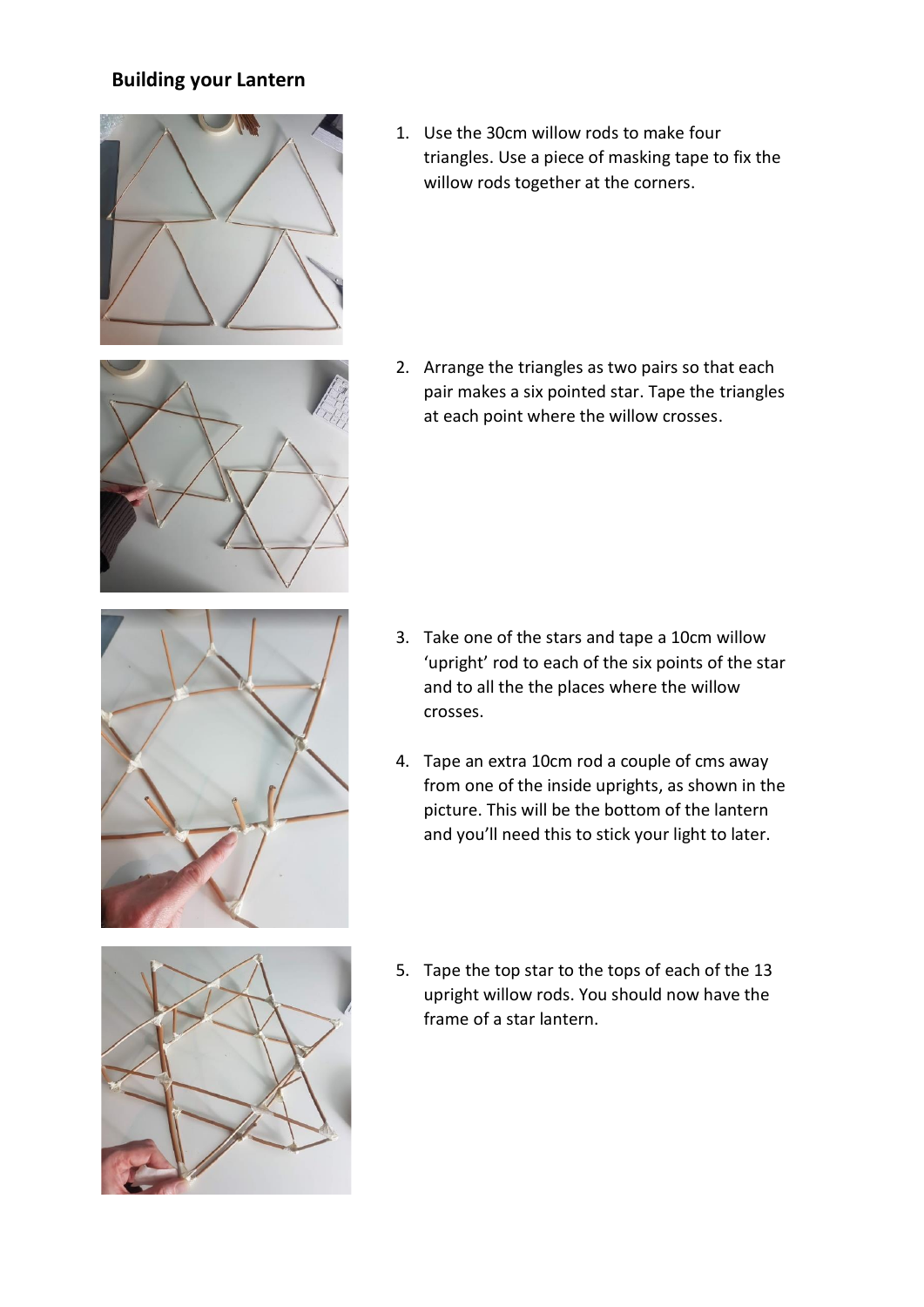## Building your Lantern

1. Use the 30cm willow rods to make four triangles. Use a piece of masking tape to fix the willow rods together at the corners.

2. Arrange the triangles as two pairs so that each pair makes a six pointed star. Tape the triangles at each point where the willow crosses.

3. Take one of the stars and tape a 10cm willow 'upright' rod to each of the six points of the star and to all the the places where the willow crosses.

4. Tape an extra 10cm rod a couple of cms away from one of the inside uprights, as shown in the picture. This will be the bottom of the lantern and you'll need this to stick your light to later.

5. Tape the top star to the tops of each of the 13 upright willow rods. You should now have the frame of a star lantern.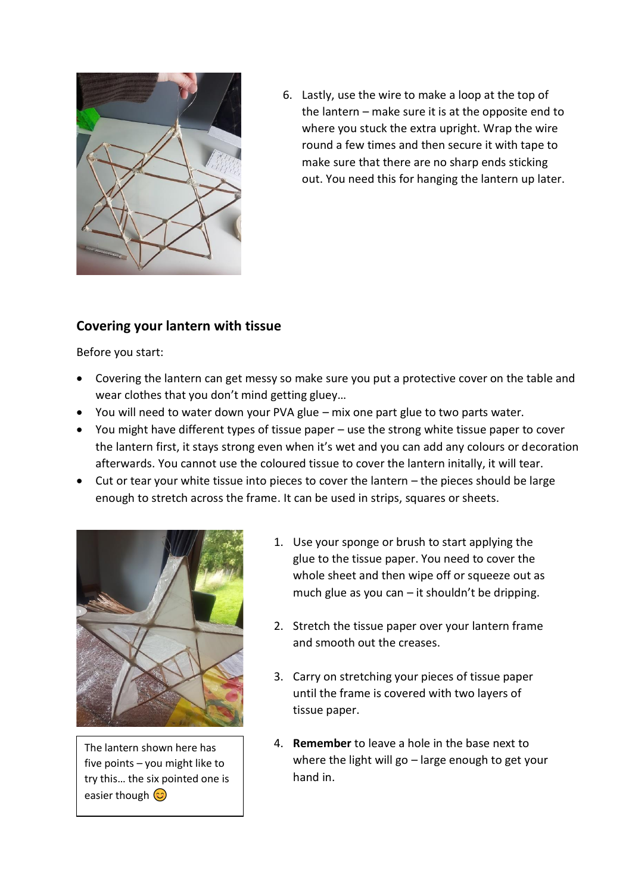6. Lastly, use the wire to make a loop at the top of the lantern – make sure it is at the opposite end to where you stuck the extra upright. Wrap the wire round a few times and then secure it with tape to make sure that there are no sharp ends sticking out. You need this for hanging the lantern up later.

## Covering your lantern with tissue

Before you start:

- Covering the lantern can get messy so make sure you put a protective cover on the table and wear clothes that you don't mind getting gluey…
- You will need to water down your PVA glue – mix one part glue to two parts water.
- You might have different types of tissue paper – use the strong white tissue paper to cover the lantern first, it stays strong even when it's wet and you can add any colours or decoration afterwards. You cannot use the coloured tissue to cover the lantern initally, it will tear.
- Cut or tear your white tissue into pieces to cover the lantern – the pieces should be large enough to stretch across the frame. It can be used in strips, squares or sheets.

The lantern shown here has five points – you might like to try this… the six pointed one is easier though 😊

1. Use your sponge or brush to start applying the glue to the tissue paper. You need to cover the whole sheet and then wipe off or squeeze out as much glue as you can – it shouldn't be dripping.

2. Stretch the tissue paper over your lantern frame and smooth out the creases.

3. Carry on stretching your pieces of tissue paper until the frame is covered with two layers of tissue paper.

4. **Remember** to leave a hole in the base next to where the light will go – large enough to get your hand in.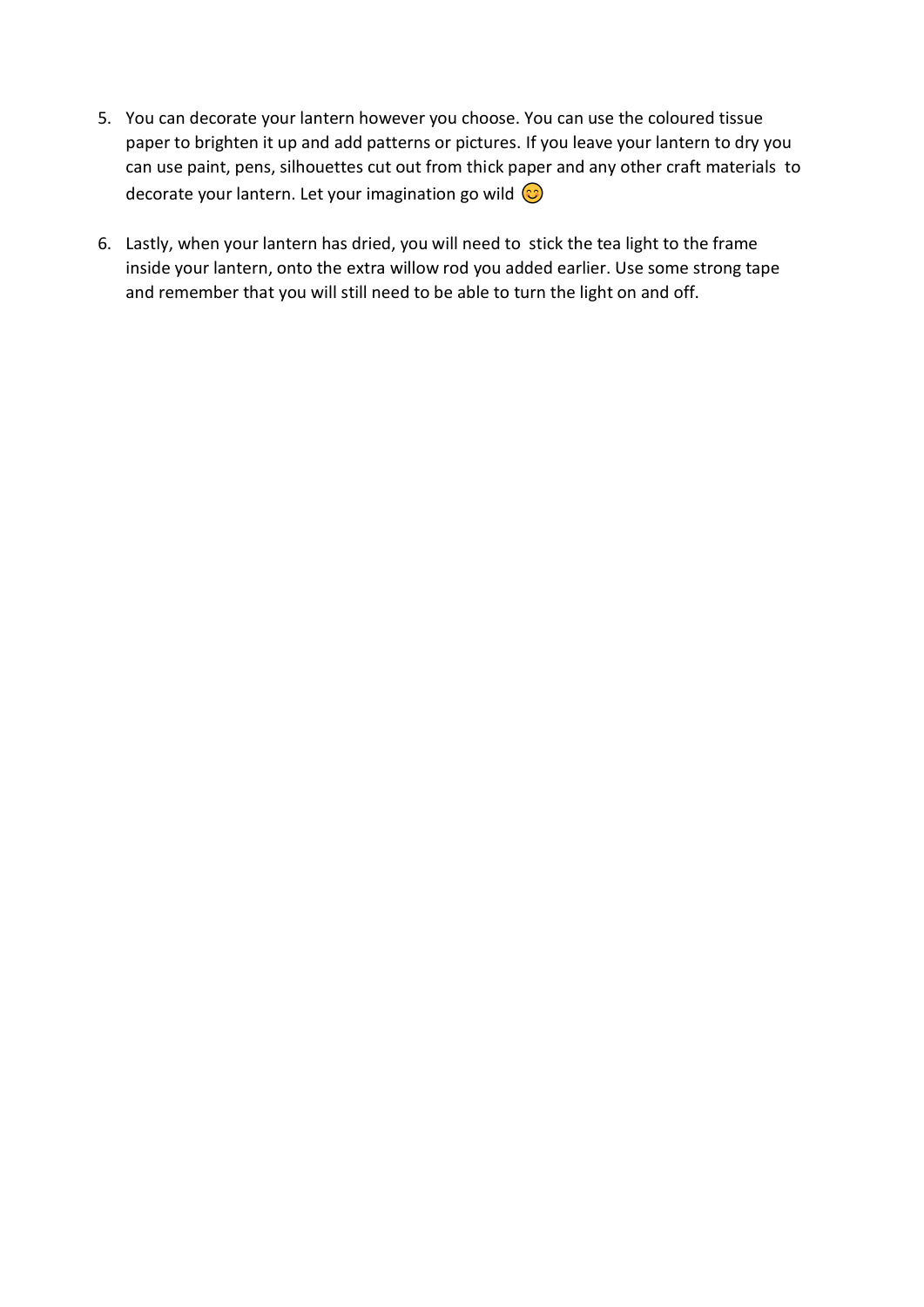5. You can decorate your lantern however you choose. You can use the coloured tissue paper to brighten it up and add patterns or pictures. If you leave your lantern to dry you can use paint, pens, silhouettes cut out from thick paper and any other craft materials to decorate your lantern. Let your imagination go wild 😊

6. Lastly, when your lantern has dried, you will need to stick the tea light to the frame inside your lantern, onto the extra willow rod you added earlier. Use some strong tape and remember that you will still need to be able to turn the light on and off.